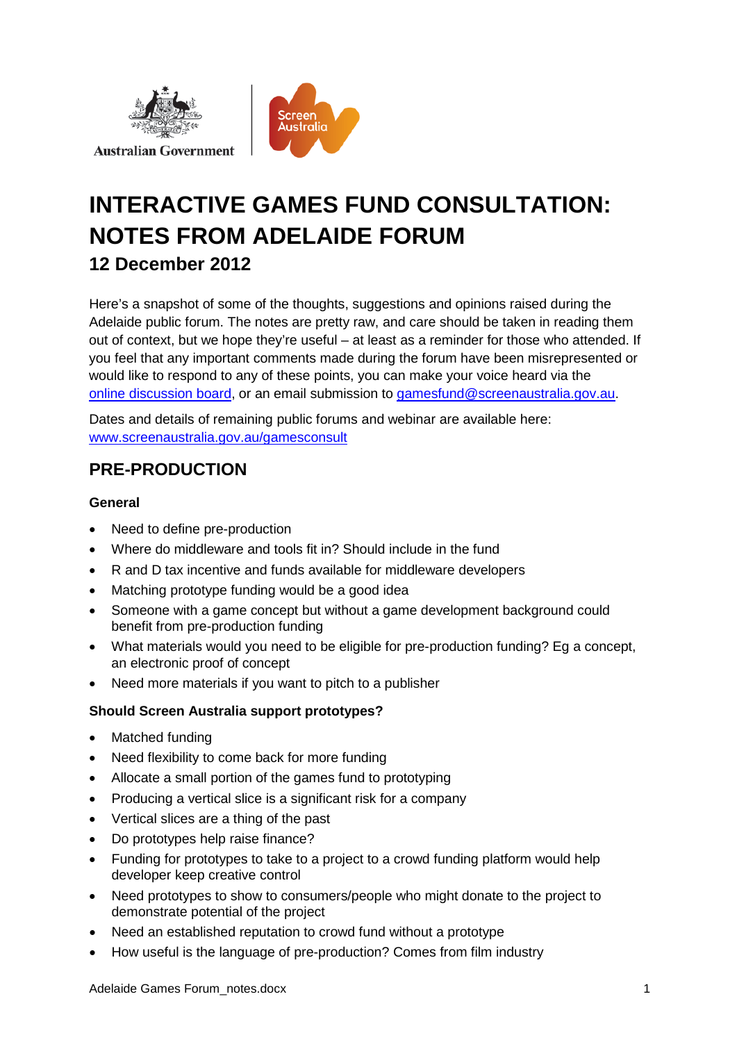Australian Government

# INTERACTIVE GAMES FUND CONSULTATION: NOTES FROM ADELAIDE FORUM

### 12 December 2012

Here's a snapshot of some of the thoughts, suggestions and opinions raised during the Adelaide public forum. The notes are pretty raw, and care should be taken in reading them out of context, but we hope they're useful – at least as a reminder for those who attended. If you feel that any important comments made during the forum have been misrepresented or would like to respond to any of these points, you can make your voice heard via the online discussion board, or an email submission to gamesfund@screenaustralia.gov.au.

Dates and details of remaining public forums and webinar are available here: www.screenaustralia.gov.au/gamesconsult

## PRE-PRODUCTION

**General**

- Need to define pre-production
- Where do middleware and tools fit in? Should include in the fund
- R and D tax incentive and funds available for middleware developers
- Matching prototype funding would be a good idea
- Someone with a game concept but without a game development background could benefit from pre-production funding
- What materials would you need to be eligible for pre-production funding? Eg a concept, an electronic proof of concept
- Need more materials if you want to pitch to a publisher

**Should Screen Australia support prototypes?**

- Matched funding
- Need flexibility to come back for more funding
- Allocate a small portion of the games fund to prototyping
- Producing a vertical slice is a significant risk for a company
- Vertical slices are a thing of the past
- Do prototypes help raise finance?
- Funding for prototypes to take to a project to a crowd funding platform would help developer keep creative control
- Need prototypes to show to consumers/people who might donate to the project to demonstrate potential of the project
- Need an established reputation to crowd fund without a prototype
- How useful is the language of pre-production? Comes from film industry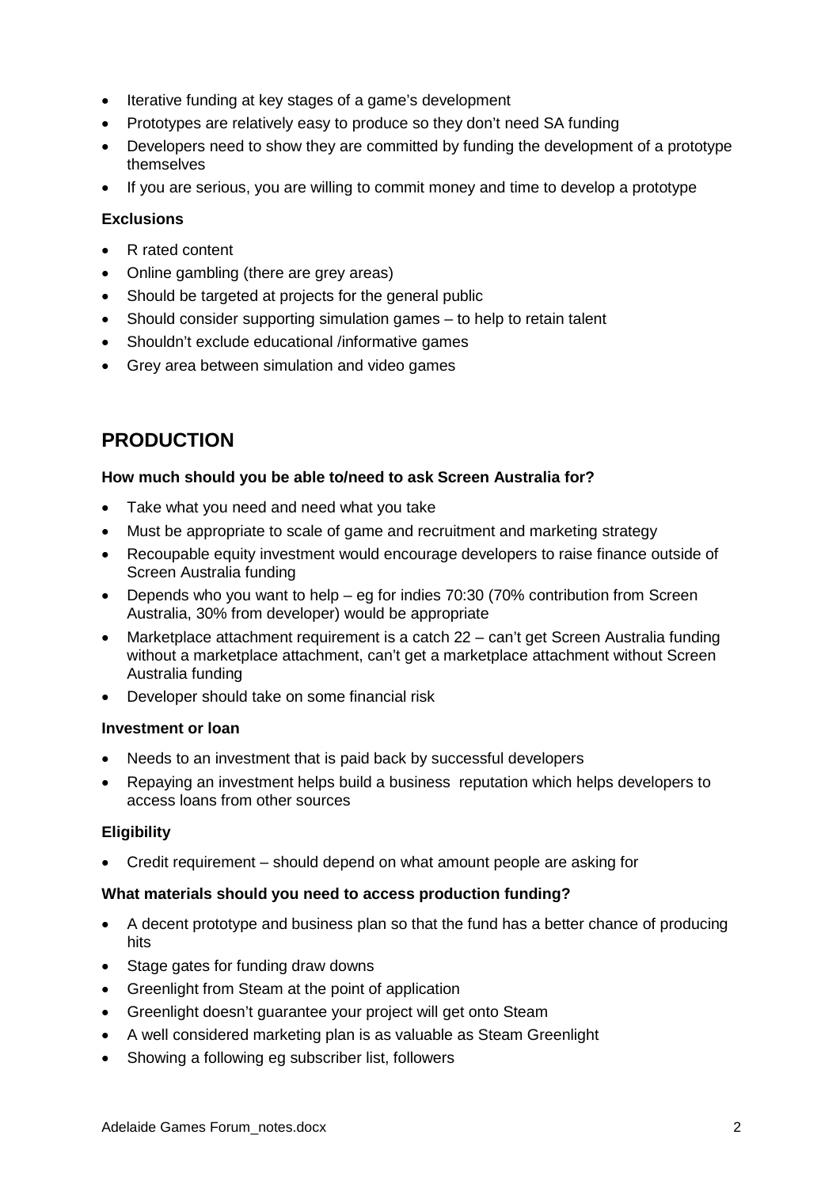- Iterative funding at key stages of a game's development
- Prototypes are relatively easy to produce so they don't need SA funding
- Developers need to show they are committed by funding the development of a prototype themselves
- If you are serious, you are willing to commit money and time to develop a prototype

**Exclusions**

- R rated content
- Online gambling (there are grey areas)
- Should be targeted at projects for the general public
- Should consider supporting simulation games – to help to retain talent
- Shouldn't exclude educational /informative games
- Grey area between simulation and video games

## PRODUCTION

**How much should you be able to/need to ask Screen Australia for?**

- Take what you need and need what you take
- Must be appropriate to scale of game and recruitment and marketing strategy
- Recoupable equity investment would encourage developers to raise finance outside of Screen Australia funding
- Depends who you want to help – eg for indies 70:30 (70% contribution from Screen Australia, 30% from developer) would be appropriate
- Marketplace attachment requirement is a catch 22 – can't get Screen Australia funding without a marketplace attachment, can't get a marketplace attachment without Screen Australia funding
- Developer should take on some financial risk

**Investment or loan**

- Needs to an investment that is paid back by successful developers
- Repaying an investment helps build a business reputation which helps developers to access loans from other sources

**Eligibility**

- Credit requirement – should depend on what amount people are asking for

**What materials should you need to access production funding?**

- A decent prototype and business plan so that the fund has a better chance of producing hits
- Stage gates for funding draw downs
- Greenlight from Steam at the point of application
- Greenlight doesn't guarantee your project will get onto Steam
- A well considered marketing plan is as valuable as Steam Greenlight
- Showing a following eg subscriber list, followers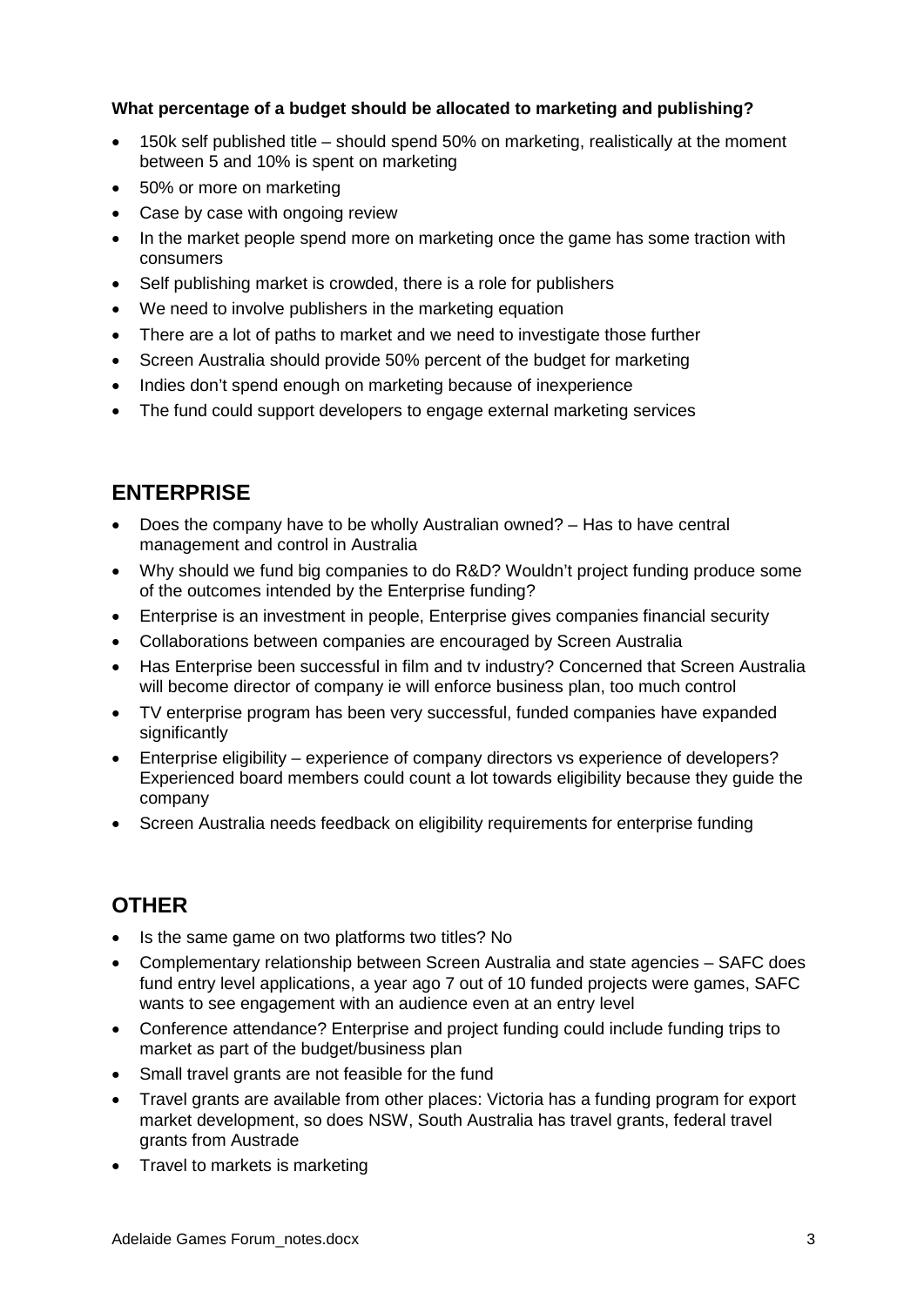**What percentage of a budget should be allocated to marketing and publishing?**

- 150k self published title – should spend 50% on marketing, realistically at the moment between 5 and 10% is spent on marketing
- 50% or more on marketing
- Case by case with ongoing review
- In the market people spend more on marketing once the game has some traction with consumers
- Self publishing market is crowded, there is a role for publishers
- We need to involve publishers in the marketing equation
- There are a lot of paths to market and we need to investigate those further
- Screen Australia should provide 50% percent of the budget for marketing
- Indies don't spend enough on marketing because of inexperience
- The fund could support developers to engage external marketing services

## ENTERPRISE

- Does the company have to be wholly Australian owned? – Has to have central management and control in Australia
- Why should we fund big companies to do R&D? Wouldn't project funding produce some of the outcomes intended by the Enterprise funding?
- Enterprise is an investment in people, Enterprise gives companies financial security
- Collaborations between companies are encouraged by Screen Australia
- Has Enterprise been successful in film and tv industry? Concerned that Screen Australia will become director of company ie will enforce business plan, too much control
- TV enterprise program has been very successful, funded companies have expanded significantly
- Enterprise eligibility – experience of company directors vs experience of developers? Experienced board members could count a lot towards eligibility because they guide the company
- Screen Australia needs feedback on eligibility requirements for enterprise funding

## OTHER

- Is the same game on two platforms two titles? No
- Complementary relationship between Screen Australia and state agencies – SAFC does fund entry level applications, a year ago 7 out of 10 funded projects were games, SAFC wants to see engagement with an audience even at an entry level
- Conference attendance? Enterprise and project funding could include funding trips to market as part of the budget/business plan
- Small travel grants are not feasible for the fund
- Travel grants are available from other places: Victoria has a funding program for export market development, so does NSW, South Australia has travel grants, federal travel grants from Austrade
- Travel to markets is marketing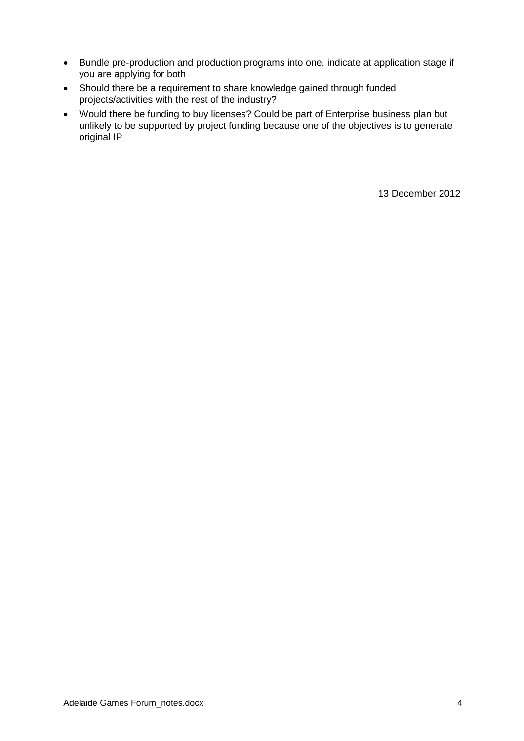- Bundle pre-production and production programs into one, indicate at application stage if you are applying for both
- Should there be a requirement to share knowledge gained through funded projects/activities with the rest of the industry?
- Would there be funding to buy licenses? Could be part of Enterprise business plan but unlikely to be supported by project funding because one of the objectives is to generate original IP

13 December 2012